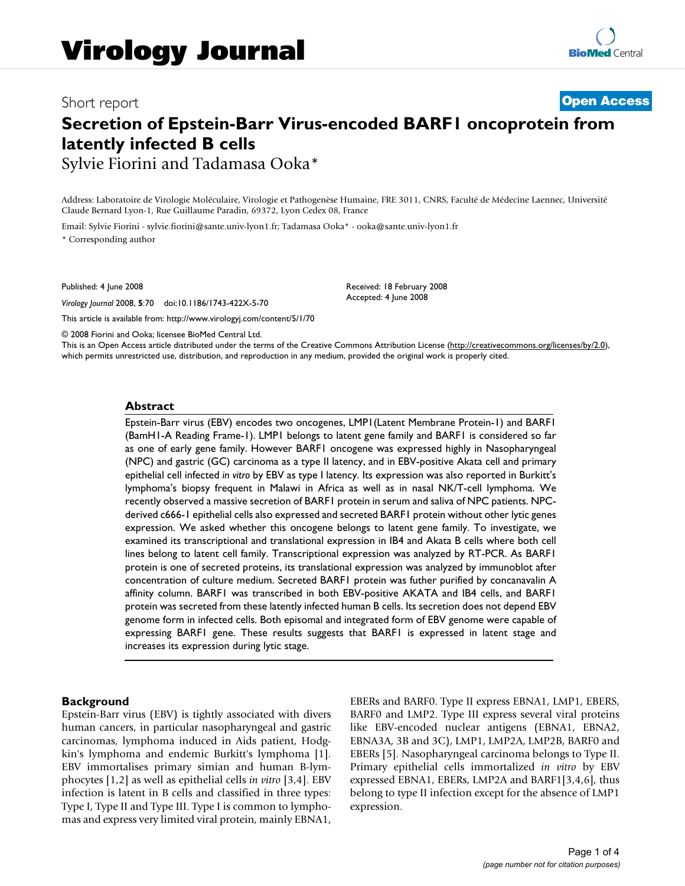# Virology Journal

Short report

**Open Access**

# Secretion of Epstein-Barr Virus-encoded BARF1 oncoprotein from latently infected B cells

Sylvie Fiorini and Tadamasa Ooka*

Address: Laboratoire de Virologie Moléculaire, Virologie et Pathogenèse Humaine, FRE 3011, CNRS, Faculté de Médecine Laennec, Université Claude Bernard Lyon-1, Rue Guillaume Paradin, 69372, Lyon Cedex 08, France

Email: Sylvie Fiorini - sylvie.fiorini@sante.univ-lyon1.fr; Tadamasa Ooka* - ooka@sante.univ-lyon1.fr

\* Corresponding author

Published: 4 June 2008

*Virology Journal* 2008, **5**:70 doi:10.1186/1743-422X-5-70

Received: 18 February 2008
Accepted: 4 June 2008

This article is available from: http://www.virologyj.com/content/5/1/70

© 2008 Fiorini and Ooka; licensee BioMed Central Ltd.

This is an Open Access article distributed under the terms of the Creative Commons Attribution License (http://creativecommons.org/licenses/by/2.0), which permits unrestricted use, distribution, and reproduction in any medium, provided the original work is properly cited.

## Abstract

Epstein-Barr virus (EBV) encodes two oncogenes, LMP1(Latent Membrane Protein-1) and BARF1 (BamH1-A Reading Frame-1). LMP1 belongs to latent gene family and BARF1 is considered so far as one of early gene family. However BARF1 oncogene was expressed highly in Nasopharyngeal (NPC) and gastric (GC) carcinoma as a type II latency, and in EBV-positive Akata cell and primary epithelial cell infected *in vitro* by EBV as type I latency. Its expression was also reported in Burkitt's lymphoma's biopsy frequent in Malawi in Africa as well as in nasal NK/T-cell lymphoma. We recently observed a massive secretion of BARF1 protein in serum and saliva of NPC patients. NPC-derived c666-1 epithelial cells also expressed and secreted BARF1 protein without other lytic genes expression. We asked whether this oncogene belongs to latent gene family. To investigate, we examined its transcriptional and translational expression in IB4 and Akata B cells where both cell lines belong to latent cell family. Transcriptional expression was analyzed by RT-PCR. As BARF1 protein is one of secreted proteins, its translational expression was analyzed by immunoblot after concentration of culture medium. Secreted BARF1 protein was futher purified by concanavalin A affinity column. BARF1 was transcribed in both EBV-positive AKATA and IB4 cells, and BARF1 protein was secreted from these latently infected human B cells. Its secretion does not depend EBV genome form in infected cells. Both episomal and integrated form of EBV genome were capable of expressing BARF1 gene. These results suggests that BARF1 is expressed in latent stage and increases its expression during lytic stage.

## Background

Epstein-Barr virus (EBV) is tightly associated with divers human cancers, in particular nasopharyngeal and gastric carcinomas, lymphoma induced in Aids patient, Hodgkin's lymphoma and endemic Burkitt's lymphoma [1]. EBV immortalises primary simian and human B-lymphocytes [1,2] as well as epithelial cells *in vitro* [3,4]. EBV infection is latent in B cells and classified in three types: Type I, Type II and Type III. Type I is common to lymphomas and express very limited viral protein, mainly EBNA1, EBERs and BARF0. Type II express EBNA1, LMP1, EBERS, BARF0 and LMP2. Type III express several viral proteins like EBV-encoded nuclear antigens (EBNA1, EBNA2, EBNA3A, 3B and 3C), LMP1, LMP2A, LMP2B, BARF0 and EBERs [5]. Nasopharyngeal carcinoma belongs to Type II. Primary epithelial cells immortalized *in vitro* by EBV expressed EBNA1, EBERs, LMP2A and BARF1[3,4,6], thus belong to type II infection except for the absence of LMP1 expression.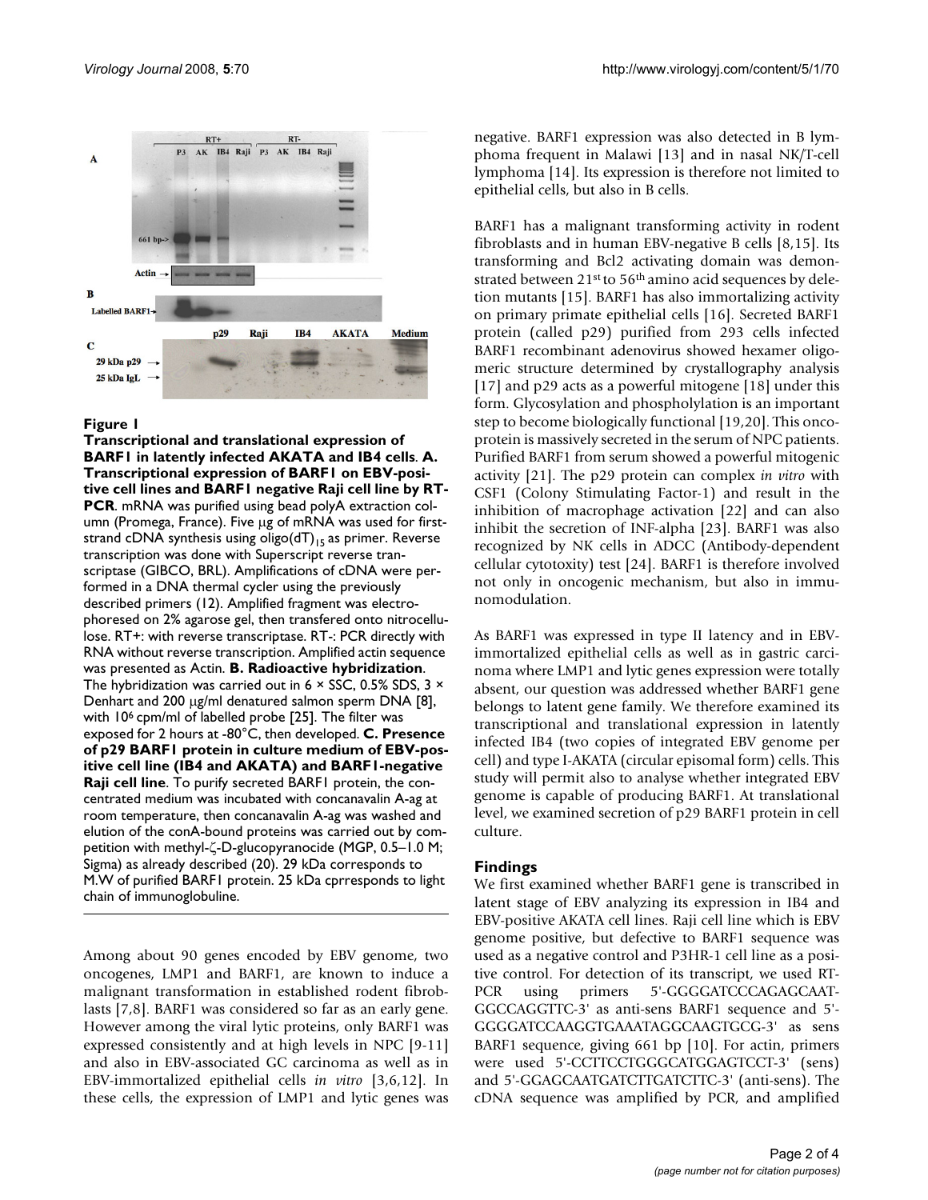**Figure 1**

**Transcriptional and translational expression of BARF1 in latently infected AKATA and IB4 cells**. **A. Transcriptional expression of BARF1 on EBV-positive cell lines and BARF1 negative Raji cell line by RT-PCR**. mRNA was purified using bead polyA extraction column (Promega, France). Five μg of mRNA was used for first-strand cDNA synthesis using oligo(dT)$_{15}$ as primer. Reverse transcription was done with Superscript reverse transcriptase (GIBCO, BRL). Amplifications of cDNA were performed in a DNA thermal cycler using the previously described primers (12). Amplified fragment was electrophoresed on 2% agarose gel, then transfered onto nitrocellulose. RT+: with reverse transcriptase. RT-: PCR directly with RNA without reverse transcription. Amplified actin sequence was presented as Actin. **B. Radioactive hybridization**. The hybridization was carried out in 6 × SSC, 0.5% SDS, 3 × Denhart and 200 μg/ml denatured salmon sperm DNA [8], with $10^6$ cpm/ml of labelled probe [25]. The filter was exposed for 2 hours at -80°C, then developed. **C. Presence of p29 BARF1 protein in culture medium of EBV-positive cell line (IB4 and AKATA) and BARF1-negative Raji cell line**. To purify secreted BARF1 protein, the concentrated medium was incubated with concanavalin A-ag at room temperature, then concanavalin A-ag was washed and elution of the conA-bound proteins was carried out by competition with methyl-ζ-D-glycopyranocide (MGP, 0.5–1.0 M; Sigma) as already described (20). 29 kDa corresponds to M.W of purified BARF1 protein. 25 kDa cprresponds to light chain of immunoglobuline.

Among about 90 genes encoded by EBV genome, two oncogenes, LMP1 and BARF1, are known to induce a malignant transformation in established rodent fibroblasts [7,8]. BARF1 was considered so far as an early gene. However among the viral lytic proteins, only BARF1 was expressed consistently and at high levels in NPC [9-11] and also in EBV-associated GC carcinoma as well as in EBV-immortalized epithelial cells *in vitro* [3,6,12]. In these cells, the expression of LMP1 and lytic genes was negative. BARF1 expression was also detected in B lymphoma frequent in Malawi [13] and in nasal NK/T-cell lymphoma [14]. Its expression is therefore not limited to epithelial cells, but also in B cells.

BARF1 has a malignant transforming activity in rodent fibroblasts and in human EBV-negative B cells [8,15]. Its transforming and Bcl2 activating domain was demonstrated between 21st to 56th amino acid sequences by deletion mutants [15]. BARF1 has also immortalizing activity on primary primate epithelial cells [16]. Secreted BARF1 protein (called p29) purified from 293 cells infected BARF1 recombinant adenovirus showed hexamer oligomeric structure determined by crystallography analysis [17] and p29 acts as a powerful mitogene [18] under this form. Glycosylation and phospholylation is an important step to become biologically functional [19,20]. This oncoprotein is massively secreted in the serum of NPC patients. Purified BARF1 from serum showed a powerful mitogenic activity [21]. The p29 protein can complex *in vitro* with CSF1 (Colony Stimulating Factor-1) and result in the inhibition of macrophage activation [22] and can also inhibit the secretion of INF-alpha [23]. BARF1 was also recognized by NK cells in ADCC (Antibody-dependent cellular cytotoxity) test [24]. BARF1 is therefore involved not only in oncogenic mechanism, but also in immunomodulation.

As BARF1 was expressed in type II latency and in EBV-immortalized epithelial cells as well as in gastric carcinoma where LMP1 and lytic genes expression were totally absent, our question was addressed whether BARF1 gene belongs to latent gene family. We therefore examined its transcriptional and translational expression in latently infected IB4 (two copies of integrated EBV genome per cell) and type I-AKATA (circular episomal form) cells. This study will permit also to analyse whether integrated EBV genome is capable of producing BARF1. At translational level, we examined secretion of p29 BARF1 protein in cell culture.

## Findings

We first examined whether BARF1 gene is transcribed in latent stage of EBV analyzing its expression in IB4 and EBV-positive AKATA cell lines. Raji cell line which is EBV genome positive, but defective to BARF1 sequence was used as a negative control and P3HR-1 cell line as a positive control. For detection of its transcript, we used RT-PCR using primers 5'-GGGGATCCCAGAGCAAT-GGCCAGGTTC-3' as anti-sens BARF1 sequence and 5'-GGGGATCCAAGGTGAAATAGGCAAGTGCG-3' as sens BARF1 sequence, giving 661 bp [10]. For actin, primers were used 5'-CCTTCCTGGGCATGGAGTCCT-3' (sens) and 5'-GGAGCAATGATCTTGATCTTC-3' (anti-sens). The cDNA sequence was amplified by PCR, and amplified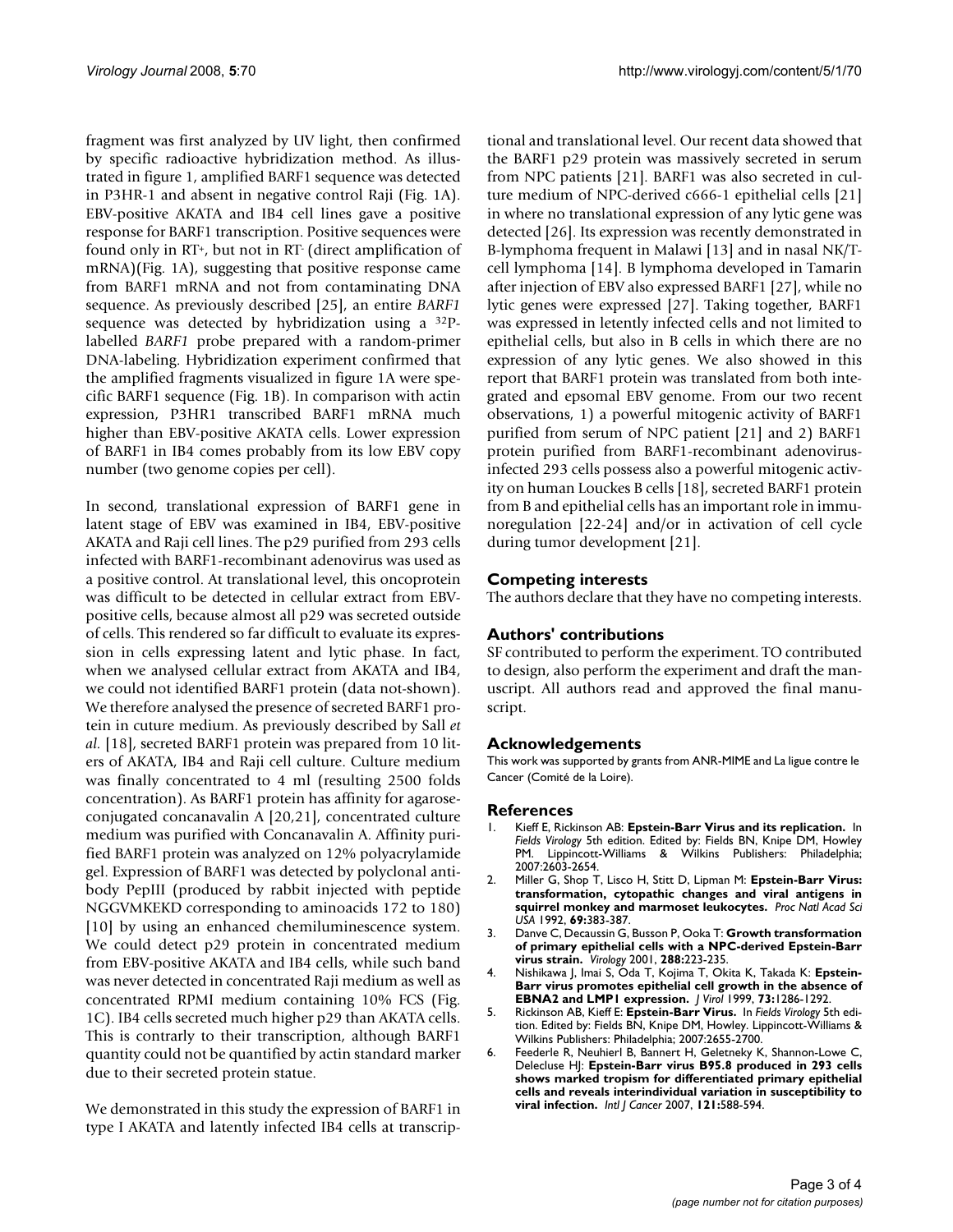fragment was first analyzed by UV light, then confirmed by specific radioactive hybridization method. As illustrated in figure 1, amplified BARF1 sequence was detected in P3HR-1 and absent in negative control Raji (Fig. 1A). EBV-positive AKATA and IB4 cell lines gave a positive response for BARF1 transcription. Positive sequences were found only in RT+, but not in RT- (direct amplification of mRNA)(Fig. 1A), suggesting that positive response came from BARF1 mRNA and not from contaminating DNA sequence. As previously described [25], an entire *BARF1* sequence was detected by hybridization using a $^{32}$P-labelled *BARF1* probe prepared with a random-primer DNA-labeling. Hybridization experiment confirmed that the amplified fragments visualized in figure 1A were specific BARF1 sequence (Fig. 1B). In comparison with actin expression, P3HR1 transcribed BARF1 mRNA much higher than EBV-positive AKATA cells. Lower expression of BARF1 in IB4 comes probably from its low EBV copy number (two genome copies per cell).

In second, translational expression of BARF1 gene in latent stage of EBV was examined in IB4, EBV-positive AKATA and Raji cell lines. The p29 purified from 293 cells infected with BARF1-recombinant adenovirus was used as a positive control. At translational level, this oncoprotein was difficult to be detected in cellular extract from EBV-positive cells, because almost all p29 was secreted outside of cells. This rendered so far difficult to evaluate its expression in cells expressing latent and lytic phase. In fact, when we analysed cellular extract from AKATA and IB4, we could not identified BARF1 protein (data not-shown). We therefore analysed the presence of secreted BARF1 protein in cuture medium. As previously described by Sall *et al.* [18], secreted BARF1 protein was prepared from 10 liters of AKATA, IB4 and Raji cell culture. Culture medium was finally concentrated to 4 ml (resulting 2500 folds concentration). As BARF1 protein has affinity for agarose-conjugated concanavalin A [20,21], concentrated culture medium was purified with Concanavalin A. Affinity purified BARF1 protein was analyzed on 12% polyacrylamide gel. Expression of BARF1 was detected by polyclonal antibody PepIII (produced by rabbit injected with peptide NGGVMKEKD corresponding to aminoacids 172 to 180) [10] by using an enhanced chemiluminescence system. We could detect p29 protein in concentrated medium from EBV-positive AKATA and IB4 cells, while such band was never detected in concentrated Raji medium as well as concentrated RPMI medium containing 10% FCS (Fig. 1C). IB4 cells secreted much higher p29 than AKATA cells. This is contrarly to their transcription, although BARF1 quantity could not be quantified by actin standard marker due to their secreted protein statue.

We demonstrated in this study the expression of BARF1 in type I AKATA and latently infected IB4 cells at transcriptional and translational level. Our recent data showed that the BARF1 p29 protein was massively secreted in serum from NPC patients [21]. BARF1 was also secreted in culture medium of NPC-derived c666-1 epithelial cells [21] in where no translational expression of any lytic gene was detected [26]. Its expression was recently demonstrated in B-lymphoma frequent in Malawi [13] and in nasal NK/T-cell lymphoma [14]. B lymphoma developed in Tamarin after injection of EBV also expressed BARF1 [27], while no lytic genes were expressed [27]. Taking together, BARF1 was expressed in letently infected cells and not limited to epithelial cells, but also in B cells in which there are no expression of any lytic genes. We also showed in this report that BARF1 protein was translated from both integrated and epsomal EBV genome. From our two recent observations, 1) a powerful mitogenic activity of BARF1 purified from serum of NPC patient [21] and 2) BARF1 protein purified from BARF1-recombinant adenovirus-infected 293 cells possess also a powerful mitogenic activity on human Louckes B cells [18], secreted BARF1 protein from B and epithelial cells has an important role in immunoregulation [22-24] and/or in activation of cell cycle during tumor development [21].

## Competing interests

The authors declare that they have no competing interests.

## Authors' contributions

SF contributed to perform the experiment. TO contributed to design, also perform the experiment and draft the manuscript. All authors read and approved the final manuscript.

## Acknowledgements

This work was supported by grants from ANR-MIME and La ligue contre le Cancer (Comité de la Loire).

## References

1. Kieff E, Rickinson AB: **Epstein-Barr Virus and its replication.** In *Fields Virology* 5th edition. Edited by: Fields BN, Knipe DM, Howley PM. Lippincott-Williams & Wilkins Publishers: Philadelphia; 2007:2603-2654.
2. Miller G, Shop T, Lisco H, Stitt D, Lipman M: **Epstein-Barr Virus: transformation, cytopathic changes and viral antigens in squirrel monkey and marmoset leukocytes.** *Proc Natl Acad Sci USA* 1992, **69:**383-387.
3. Danve C, Decaussin G, Busson P, Ooka T: **Growth transformation of primary epithelial cells with a NPC-derived Epstein-Barr virus strain.** *Virology* 2001, **288:**223-235.
4. Nishikawa J, Imai S, Oda T, Kojima T, Okita K, Takada K: **Epstein-Barr virus promotes epithelial cell growth in the absence of EBNA2 and LMP1 expression.** *J Virol* 1999, **73:**1286-1292.
5. Rickinson AB, Kieff E: **Epstein-Barr Virus.** In *Fields Virology* 5th edition. Edited by: Fields BN, Knipe DM, Howley. Lippincott-Williams & Wilkins Publishers: Philadelphia; 2007:2655-2700.
6. Feederle R, Neuhierl B, Bannert H, Geletneky K, Shannon-Lowe C, Delecluse HJ: **Epstein-Barr virus B95.8 produced in 293 cells shows marked tropism for differentiated primary epithelial cells and reveals interindividual variation in susceptibility to viral infection.** *Intl J Cancer* 2007, **121:**588-594.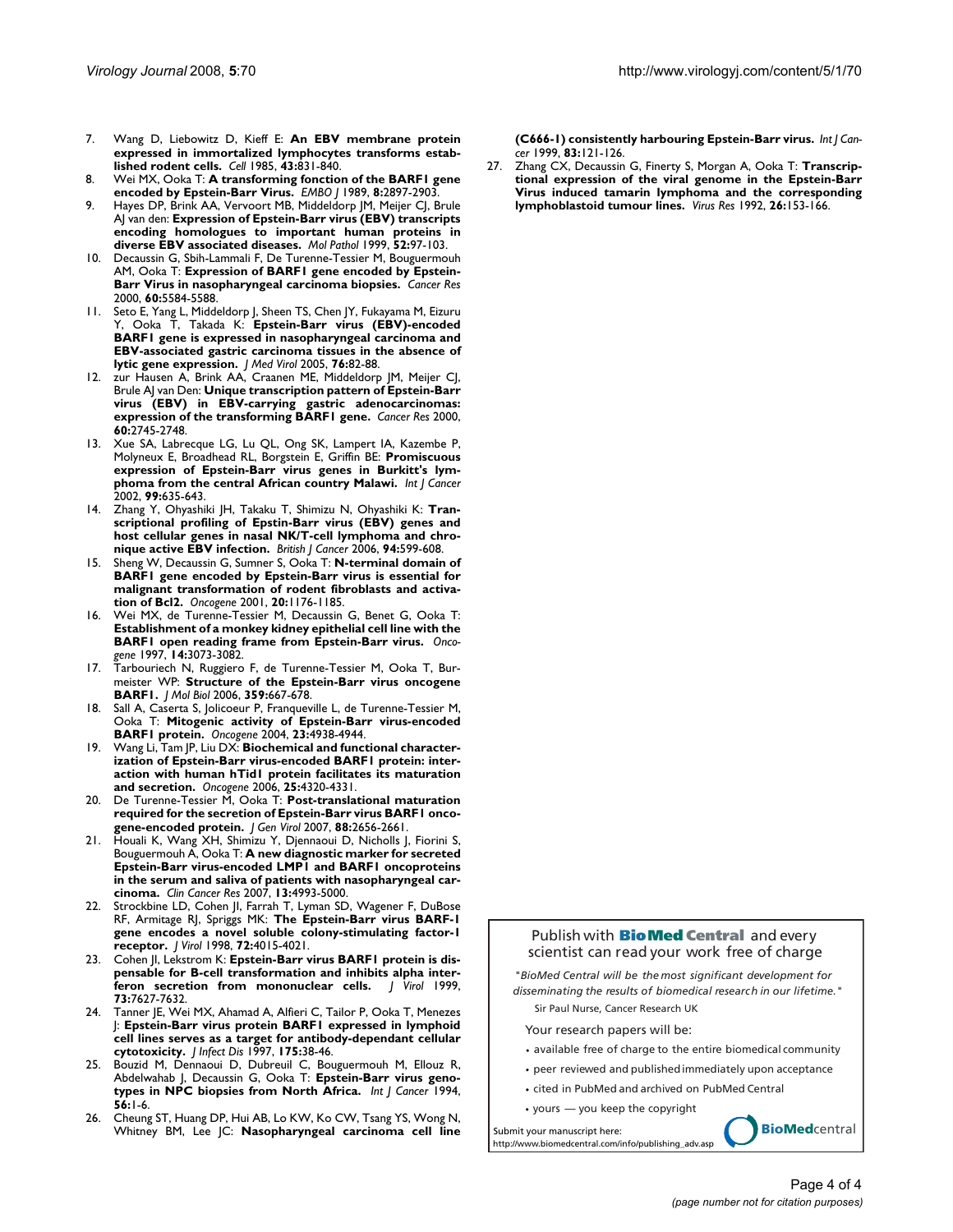7. Wang D, Liebowitz D, Kieff E: **An EBV membrane protein expressed in immortalized lymphocytes transforms established rodent cells.** *Cell* 1985, **43:**831-840.
8. Wei MX, Ooka T: **A transforming fonction of the BARF1 gene encoded by Epstein-Barr Virus.** *EMBO J* 1989, **8:**2897-2903.
9. Hayes DP, Brink AA, Vervoort MB, Middeldorp JM, Meijer CJ, Brule AJ van den: **Expression of Epstein-Barr virus (EBV) transcripts encoding homologues to important human proteins in diverse EBV associated diseases.** *Mol Pathol* 1999, **52:**97-103.
10. Decaussin G, Sbih-Lammali F, De Turenne-Tessier M, Bouguermouh AM, Ooka T: **Expression of BARF1 gene encoded by Epstein-Barr Virus in nasopharyngeal carcinoma biopsies.** *Cancer Res* 2000, **60:**5584-5588.
11. Seto E, Yang L, Middeldorp J, Sheen TS, Chen JY, Fukayama M, Eizuru Y, Ooka T, Takada K: **Epstein-Barr virus (EBV)-encoded BARF1 gene is expressed in nasopharyngeal carcinoma and EBV-associated gastric carcinoma tissues in the absence of lytic gene expression.** *J Med Virol* 2005, **76:**82-88.
12. zur Hausen A, Brink AA, Craanen ME, Middeldorp JM, Meijer CJ, Brule AJ van Den: **Unique transcription pattern of Epstein-Barr virus (EBV) in EBV-carrying gastric adenocarcinomas: expression of the transforming BARF1 gene.** *Cancer Res* 2000, **60:**2745-2748.
13. Xue SA, Labrecque LG, Lu QL, Ong SK, Lampert IA, Kazembe P, Molyneux E, Broadhead RL, Borgstein E, Griffin BE: **Promiscuous expression of Epstein-Barr virus genes in Burkitt's lymphoma from the central African country Malawi.** *Int J Cancer* 2002, **99:**635-643.
14. Zhang Y, Ohyashiki JH, Takaku T, Shimizu N, Ohyashiki K: **Transcriptional profiling of Epstin-Barr virus (EBV) genes and host cellular genes in nasal NK/T-cell lymphoma and chronique active EBV infection.** *British J Cancer* 2006, **94:**599-608.
15. Sheng W, Decaussin G, Sumner S, Ooka T: **N-terminal domain of BARF1 gene encoded by Epstein-Barr virus is essential for malignant transformation of rodent fibroblasts and activation of Bcl2.** *Oncogene* 2001, **20:**1176-1185.
16. Wei MX, de Turenne-Tessier M, Decaussin G, Benet G, Ooka T: **Establishment of a monkey kidney epithelial cell line with the BARF1 open reading frame from Epstein-Barr virus.** *Oncogene* 1997, **14:**3073-3082.
17. Tarbouriech N, Ruggiero F, de Turenne-Tessier M, Ooka T, Burmeister WP: **Structure of the Epstein-Barr virus oncogene BARF1.** *J Mol Biol* 2006, **359:**667-678.
18. Sall A, Caserta S, Jolicoeur P, Franqueville L, de Turenne-Tessier M, Ooka T: **Mitogenic activity of Epstein-Barr virus-encoded BARF1 protein.** *Oncogene* 2004, **23:**4938-4944.
19. Wang Li, Tam JP, Liu DX: **Biochemical and functional characterization of Epstein-Barr virus-encoded BARF1 protein: interaction with human hTid1 protein facilitates its maturation and secretion.** *Oncogene* 2006, **25:**4320-4331.
20. De Turenne-Tessier M, Ooka T: **Post-translational maturation required for the secretion of Epstein-Barr virus BARF1 oncogene-encoded protein.** *J Gen Virol* 2007, **88:**2656-2661.
21. Houali K, Wang XH, Shimizu Y, Djennaoui D, Nicholls J, Fiorini S, Bouguermouh A, Ooka T: **A new diagnostic marker for secreted Epstein-Barr virus-encoded LMP1 and BARF1 oncoproteins in the serum and saliva of patients with nasopharyngeal carcinoma.** *Clin Cancer Res* 2007, **13:**4993-5000.
22. Strockbine LD, Cohen JI, Farrah T, Lyman SD, Wagener F, DuBose RF, Armitage RJ, Spriggs MK: **The Epstein-Barr virus BARF-1 gene encodes a novel soluble colony-stimulating factor-1 receptor.** *J Virol* 1998, **72:**4015-4021.
23. Cohen JI, Lekstrom K: **Epstein-Barr virus BARF1 protein is dispensable for B-cell transformation and inhibits alpha interferon secretion from mononuclear cells.** *J Virol* 1999, **73:**7627-7632.
24. Tanner JE, Wei MX, Ahamad A, Alfieri C, Tailor P, Ooka T, Menezes J: **Epstein-Barr virus protein BARF1 expressed in lymphoid cell lines serves as a target for antibody-dependant cellular cytotoxicity.** *J Infect Dis* 1997, **175:**38-46.
25. Bouzid M, Dennaoui D, Dubreuil C, Bouguermouh M, Ellouz R, Abdelwahab J, Decaussin G, Ooka T: **Epstein-Barr virus genotypes in NPC biopsies from North Africa.** *Int J Cancer* 1994, **56:**1-6.
26. Cheung ST, Huang DP, Hui AB, Lo KW, Ko CW, Tsang YS, Wong N, Whitney BM, Lee JC: **Nasopharyngeal carcinoma cell line (C666-1) consistently harbouring Epstein-Barr virus.** *Int J Cancer* 1999, **83:**121-126.
27. Zhang CX, Decaussin G, Finerty S, Morgan A, Ooka T: **Transcriptional expression of the viral genome in the Epstein-Barr Virus induced tamarin lymphoma and the corresponding lymphoblastoid tumour lines.** *Virus Res* 1992, **26:**153-166.

Publish with **BioMed Central** and every scientist can read your work free of charge

*"BioMed Central will be the most significant development for disseminating the results of biomedical research in our lifetime."*

Sir Paul Nurse, Cancer Research UK

Your research papers will be:

- available free of charge to the entire biomedical community
- peer reviewed and published immediately upon acceptance
- cited in PubMed and archived on PubMed Central
- yours — you keep the copyright

Submit your manuscript here:
http://www.biomedcentral.com/info/publishing_adv.asp

BioMedcentral